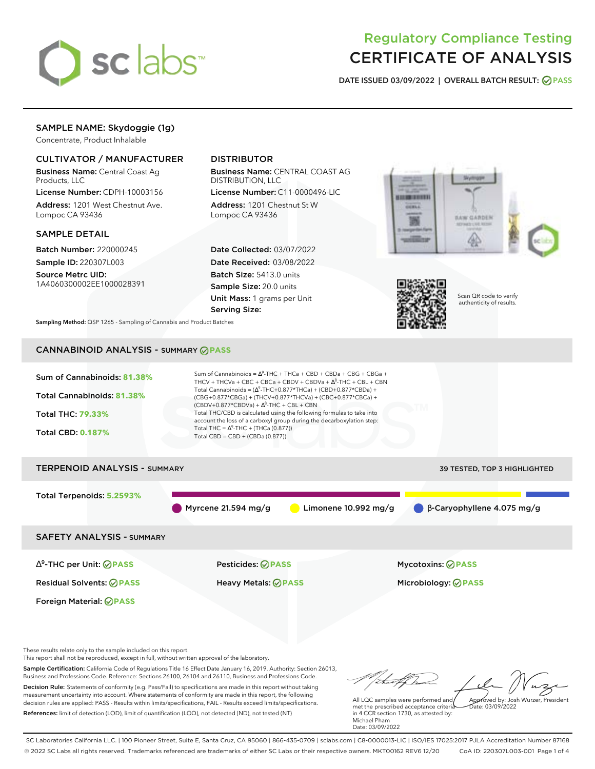# Regulatory Compliance Testing
# CERTIFICATE OF ANALYSIS

DATE ISSUED 03/09/2022 | OVERALL BATCH RESULT: PASS

## SAMPLE NAME: Skydoggie (1g)

Concentrate, Product Inhalable

### CULTIVATOR / MANUFACTURER

**Business Name:** Central Coast Ag Products, LLC

**License Number:** CDPH-10003156

**Address:** 1201 West Chestnut Ave. Lompoc CA 93436

### DISTRIBUTOR

**Business Name:** CENTRAL COAST AG DISTRIBUTION, LLC

**License Number:** C11-0000496-LIC

**Address:** 1201 Chestnut St W Lompoc CA 93436

### SAMPLE DETAIL

**Batch Number:** 220000245

**Sample ID:** 220307L003

**Source Metrc UID:** 1A4060300002EE1000028391

**Date Collected:** 03/07/2022

**Date Received:** 03/08/2022

**Batch Size:** 5413.0 units

**Sample Size:** 20.0 units

**Unit Mass:** 1 grams per Unit

**Serving Size:**

Scan QR code to verify authenticity of results.

**Sampling Method:** QSP 1265 - Sampling of Cannabis and Product Batches

## CANNABINOID ANALYSIS - SUMMARY PASS

Sum of Cannabinoids: **81.38%**

Total Cannabinoids: **81.38%**

Total THC: **79.33%**

Total CBD: **0.187%**

Sum of Cannabinoids = $\Delta^9$-THC + THCa + CBD + CBDa + CBG + CBGa + THCV + THCVa + CBC + CBCa + CBDV + CBDVa + $\Delta^8$-THC + CBL + CBN

Total Cannabinoids = ($\Delta^9$-THC+0.877\*THCa) + (CBD+0.877\*CBDa) + (CBG+0.877\*CBGa) + (THCV+0.877\*THCVa) + (CBC+0.877\*CBCa) + (CBDV+0.877\*CBDVa) + $\Delta^8$-THC + CBL + CBN

Total THC/CBD is calculated using the following formulas to take into account the loss of a carboxyl group during the decarboxylation step:

Total THC = $\Delta^9$-THC + (THCa (0.877))

Total CBD = CBD + (CBDa (0.877))

## TERPENOID ANALYSIS - SUMMARY

39 TESTED, TOP 3 HIGHLIGHTED

Total Terpenoids: **5.2593%**

Myrcene 21.594 mg/g | Limonene 10.992 mg/g | β-Caryophyllene 4.075 mg/g

## SAFETY ANALYSIS - SUMMARY

| | | |
|---|---|---|
| $\Delta^9$-THC per Unit: PASS | Pesticides: PASS | Mycotoxins: PASS |
| Residual Solvents: PASS | Heavy Metals: PASS | Microbiology: PASS |
| Foreign Material: PASS | | |

These results relate only to the sample included on this report.
This report shall not be reproduced, except in full, without written approval of the laboratory.

**Sample Certification:** California Code of Regulations Title 16 Effect Date January 16, 2019. Authority: Section 26013, Business and Professions Code. Reference: Sections 26100, 26104 and 26110, Business and Professions Code.

**Decision Rule:** Statements of conformity (e.g. Pass/Fail) to specifications are made in this report without taking measurement uncertainty into account. Where statements of conformity are made in this report, the following decision rules are applied: PASS - Results within limits/specifications, FAIL - Results exceed limits/specifications.

**References:** limit of detection (LOD), limit of quantification (LOQ), not detected (ND), not tested (NT)

All LQC samples were performed and met the prescribed acceptance criteria in 4 CCR section 1730, as attested by: Michael Pham
Date: 03/09/2022

Approved by: Josh Wurzer, President
Date: 03/09/2022

SC Laboratories California LLC. | 100 Pioneer Street, Suite E, Santa Cruz, CA 95060 | 866-435-0709 | sclabs.com | C8-0000013-LIC | ISO/IES 17025:2017 PJLA Accreditation Number 87168
© 2022 SC Labs all rights reserved. Trademarks referenced are trademarks of either SC Labs or their respective owners. MKT00162 REV6 12/20 CoA ID: 220307L003-001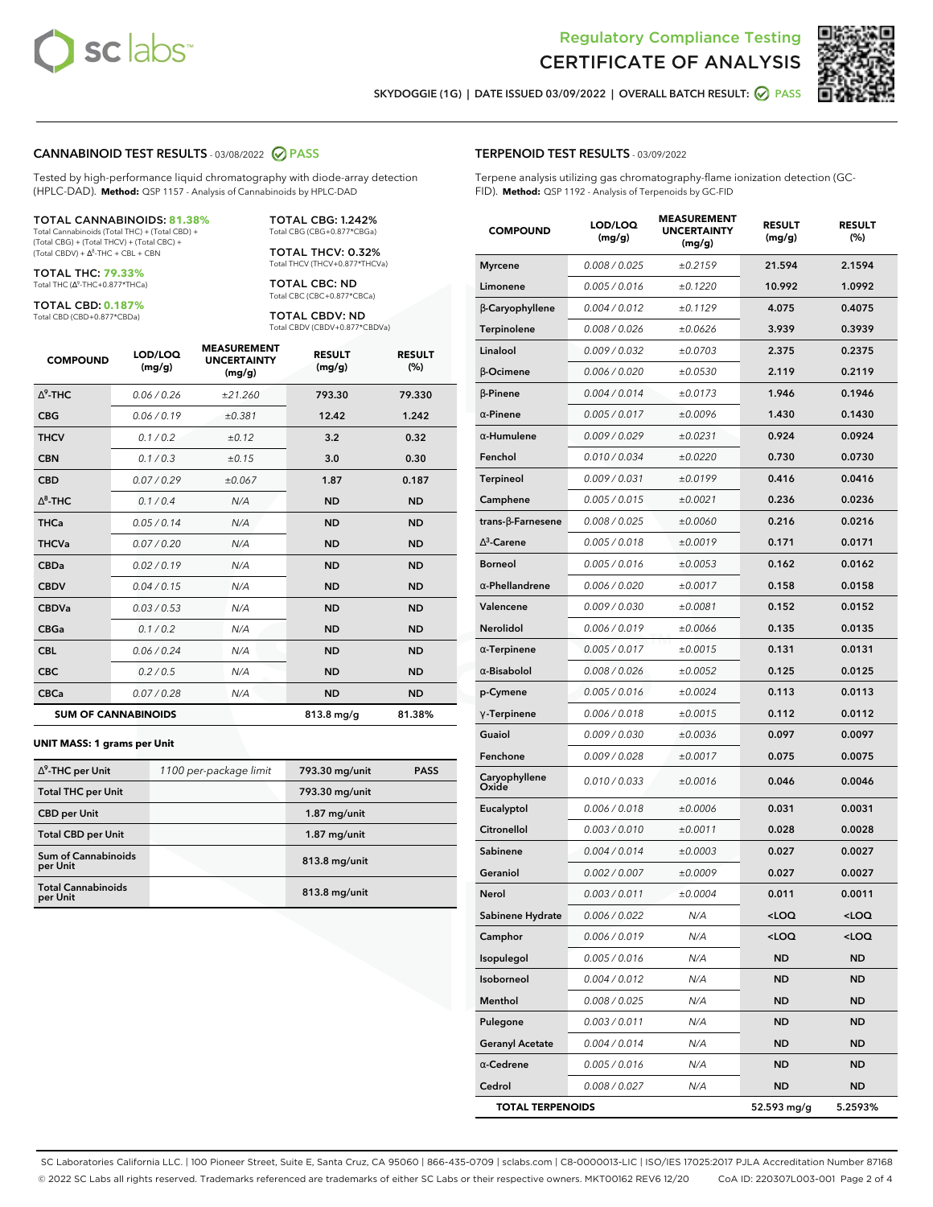Regulatory Compliance Testing
# CERTIFICATE OF ANALYSIS

SKYDOGGIE (1G) | DATE ISSUED 03/09/2022 | OVERALL BATCH RESULT: PASS

## CANNABINOID TEST RESULTS - 03/08/2022 PASS

Tested by high-performance liquid chromatography with diode-array detection (HPLC-DAD). **Method:** QSP 1157 - Analysis of Cannabinoids by HPLC-DAD

**TOTAL CANNABINOIDS: 81.38%**
Total Cannabinoids (Total THC) + (Total CBD) + (Total CBG) + (Total THCV) + (Total CBC) + (Total CBDV) + $\Delta^8$-THC + CBL + CBN

**TOTAL THC: 79.33%**
Total THC ($\Delta^9$-THC+0.877*THCa)

**TOTAL CBD: 0.187%**
Total CBD (CBD+0.877*CBDa)

**TOTAL CBG: 1.242%**
Total CBG (CBG+0.877*CBGa)

**TOTAL THCV: 0.32%**
Total THCV (THCV+0.877*THCVa)

**TOTAL CBC: ND**
Total CBC (CBC+0.877*CBCa)

**TOTAL CBDV: ND**
Total CBDV (CBDV+0.877*CBDVa)

| COMPOUND | LOD/LOQ (mg/g) | MEASUREMENT UNCERTAINTY (mg/g) | RESULT (mg/g) | RESULT (%) |
|---|---|---|---|---|
| $\Delta^9$-THC | 0.06 / 0.26 | ±21.260 | 793.30 | 79.330 |
| CBG | 0.06 / 0.19 | ±0.381 | 12.42 | 1.242 |
| THCV | 0.1 / 0.2 | ±0.12 | 3.2 | 0.32 |
| CBN | 0.1 / 0.3 | ±0.15 | 3.0 | 0.30 |
| CBD | 0.07 / 0.29 | ±0.067 | 1.87 | 0.187 |
| $\Delta^8$-THC | 0.1 / 0.4 | N/A | ND | ND |
| THCa | 0.05 / 0.14 | N/A | ND | ND |
| THCVa | 0.07 / 0.20 | N/A | ND | ND |
| CBDa | 0.02 / 0.19 | N/A | ND | ND |
| CBDV | 0.04 / 0.15 | N/A | ND | ND |
| CBDVa | 0.03 / 0.53 | N/A | ND | ND |
| CBGa | 0.1 / 0.2 | N/A | ND | ND |
| CBL | 0.06 / 0.24 | N/A | ND | ND |
| CBC | 0.2 / 0.5 | N/A | ND | ND |
| CBCa | 0.07 / 0.28 | N/A | ND | ND |
| **SUM OF CANNABINOIDS** | | | 813.8 mg/g | 81.38% |

**UNIT MASS: 1 grams per Unit**

| | | | |
|---|---|---|---|
| $\Delta^9$-THC per Unit | 1100 per-package limit | 793.30 mg/unit | PASS |
| Total THC per Unit | | 793.30 mg/unit | |
| CBD per Unit | | 1.87 mg/unit | |
| Total CBD per Unit | | 1.87 mg/unit | |
| Sum of Cannabinoids per Unit | | 813.8 mg/unit | |
| Total Cannabinoids per Unit | | 813.8 mg/unit | |

## TERPENOID TEST RESULTS - 03/09/2022

Terpene analysis utilizing gas chromatography-flame ionization detection (GC-FID). **Method:** QSP 1192 - Analysis of Terpenoids by GC-FID

| COMPOUND | LOD/LOQ (mg/g) | MEASUREMENT UNCERTAINTY (mg/g) | RESULT (mg/g) | RESULT (%) |
|---|---|---|---|---|
| Myrcene | 0.008 / 0.025 | ±0.2159 | 21.594 | 2.1594 |
| Limonene | 0.005 / 0.016 | ±0.1220 | 10.992 | 1.0992 |
| β-Caryophyllene | 0.004 / 0.012 | ±0.1129 | 4.075 | 0.4075 |
| Terpinolene | 0.008 / 0.026 | ±0.0626 | 3.939 | 0.3939 |
| Linalool | 0.009 / 0.032 | ±0.0703 | 2.375 | 0.2375 |
| β-Ocimene | 0.006 / 0.020 | ±0.0530 | 2.119 | 0.2119 |
| β-Pinene | 0.004 / 0.014 | ±0.0173 | 1.946 | 0.1946 |
| α-Pinene | 0.005 / 0.017 | ±0.0096 | 1.430 | 0.1430 |
| α-Humulene | 0.009 / 0.029 | ±0.0231 | 0.924 | 0.0924 |
| Fenchol | 0.010 / 0.034 | ±0.0220 | 0.730 | 0.0730 |
| Terpineol | 0.009 / 0.031 | ±0.0199 | 0.416 | 0.0416 |
| Camphene | 0.005 / 0.015 | ±0.0021 | 0.236 | 0.0236 |
| trans-β-Farnesene | 0.008 / 0.025 | ±0.0060 | 0.216 | 0.0216 |
| $\Delta^3$-Carene | 0.005 / 0.018 | ±0.0019 | 0.171 | 0.0171 |
| Borneol | 0.005 / 0.016 | ±0.0053 | 0.162 | 0.0162 |
| α-Phellandrene | 0.006 / 0.020 | ±0.0017 | 0.158 | 0.0158 |
| Valencene | 0.009 / 0.030 | ±0.0081 | 0.152 | 0.0152 |
| Nerolidol | 0.006 / 0.019 | ±0.0066 | 0.135 | 0.0135 |
| α-Terpinene | 0.005 / 0.017 | ±0.0015 | 0.131 | 0.0131 |
| α-Bisabolol | 0.008 / 0.026 | ±0.0052 | 0.125 | 0.0125 |
| p-Cymene | 0.005 / 0.016 | ±0.0024 | 0.113 | 0.0113 |
| γ-Terpinene | 0.006 / 0.018 | ±0.0015 | 0.112 | 0.0112 |
| Guaiol | 0.009 / 0.030 | ±0.0036 | 0.097 | 0.0097 |
| Fenchone | 0.009 / 0.028 | ±0.0017 | 0.075 | 0.0075 |
| Caryophyllene Oxide | 0.010 / 0.033 | ±0.0016 | 0.046 | 0.0046 |
| Eucalyptol | 0.006 / 0.018 | ±0.0006 | 0.031 | 0.0031 |
| Citronellol | 0.003 / 0.010 | ±0.0011 | 0.028 | 0.0028 |
| Sabinene | 0.004 / 0.014 | ±0.0003 | 0.027 | 0.0027 |
| Geraniol | 0.002 / 0.007 | ±0.0009 | 0.027 | 0.0027 |
| Nerol | 0.003 / 0.011 | ±0.0004 | 0.011 | 0.0011 |
| Sabinene Hydrate | 0.006 / 0.022 | N/A | <LOQ | <LOQ |
| Camphor | 0.006 / 0.019 | N/A | <LOQ | <LOQ |
| Isopulegol | 0.005 / 0.016 | N/A | ND | ND |
| Isoborneol | 0.004 / 0.012 | N/A | ND | ND |
| Menthol | 0.008 / 0.025 | N/A | ND | ND |
| Pulegone | 0.003 / 0.011 | N/A | ND | ND |
| Geranyl Acetate | 0.004 / 0.014 | N/A | ND | ND |
| α-Cedrene | 0.005 / 0.016 | N/A | ND | ND |
| Cedrol | 0.008 / 0.027 | N/A | ND | ND |
| **TOTAL TERPENOIDS** | | | 52.593 mg/g | 5.2593% |

SC Laboratories California LLC. | 100 Pioneer Street, Suite E, Santa Cruz, CA 95060 | 866-435-0709 | sclabs.com | C8-0000013-LIC | ISO/IES 17025:2017 PJLA Accreditation Number 87168
© 2022 SC Labs all rights reserved. Trademarks referenced are trademarks of either SC Labs or their respective owners. MKT00162 REV6 12/20 CoA ID: 220307L003-001